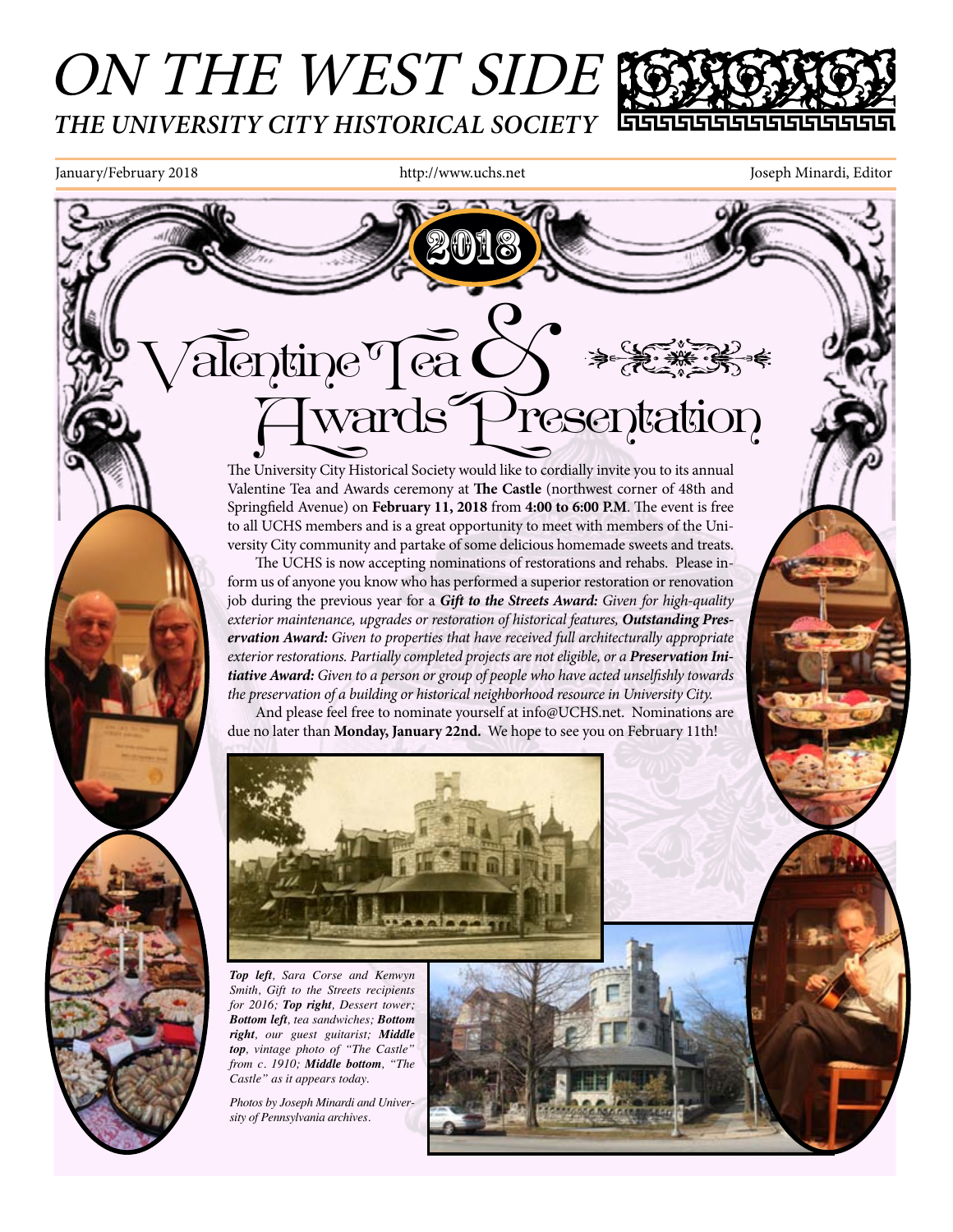# ON THE WEST SIDE

## THE UNIVERSITY CITY HISTORICAL SOCIETY

January/February 2018 | http://www.uchs.net | Joseph Minardi, Editor

## 2018 Valentine Tea & Awards Presentation

The University City Historical Society would like to cordially invite you to its annual Valentine Tea and Awards ceremony at **The Castle** (northwest corner of 48th and Springfield Avenue) on **February 11, 2018** from **4:00 to 6:00 P.M**. The event is free to all UCHS members and is a great opportunity to meet with members of the University City community and partake of some delicious homemade sweets and treats.

The UCHS is now accepting nominations of restorations and rehabs. Please inform us of anyone you know who has performed a superior restoration or renovation job during the previous year for a ***Gift to the Streets Award:*** *Given for high-quality exterior maintenance, upgrades or restoration of historical features,* ***Outstanding Preservation Award:*** *Given to properties that have received full architecturally appropriate exterior restorations. Partially completed projects are not eligible, or a* ***Preservation Initiative Award:*** *Given to a person or group of people who have acted unselfishly towards the preservation of a building or historical neighborhood resource in University City.*

And please feel free to nominate yourself at info@UCHS.net. Nominations are due no later than **Monday, January 22nd.** We hope to see you on February 11th!

***Top left****, Sara Corse and Kenwyn Smith, Gift to the Streets recipients for 2016;* ***Top right****, Dessert tower;* ***Bottom left****, tea sandwiches;* ***Bottom right****, our guest guitarist;* ***Middle top****, vintage photo of "The Castle" from c. 1910;* ***Middle bottom****, "The Castle" as it appears today.*

*Photos by Joseph Minardi and University of Pennsylvania archives.*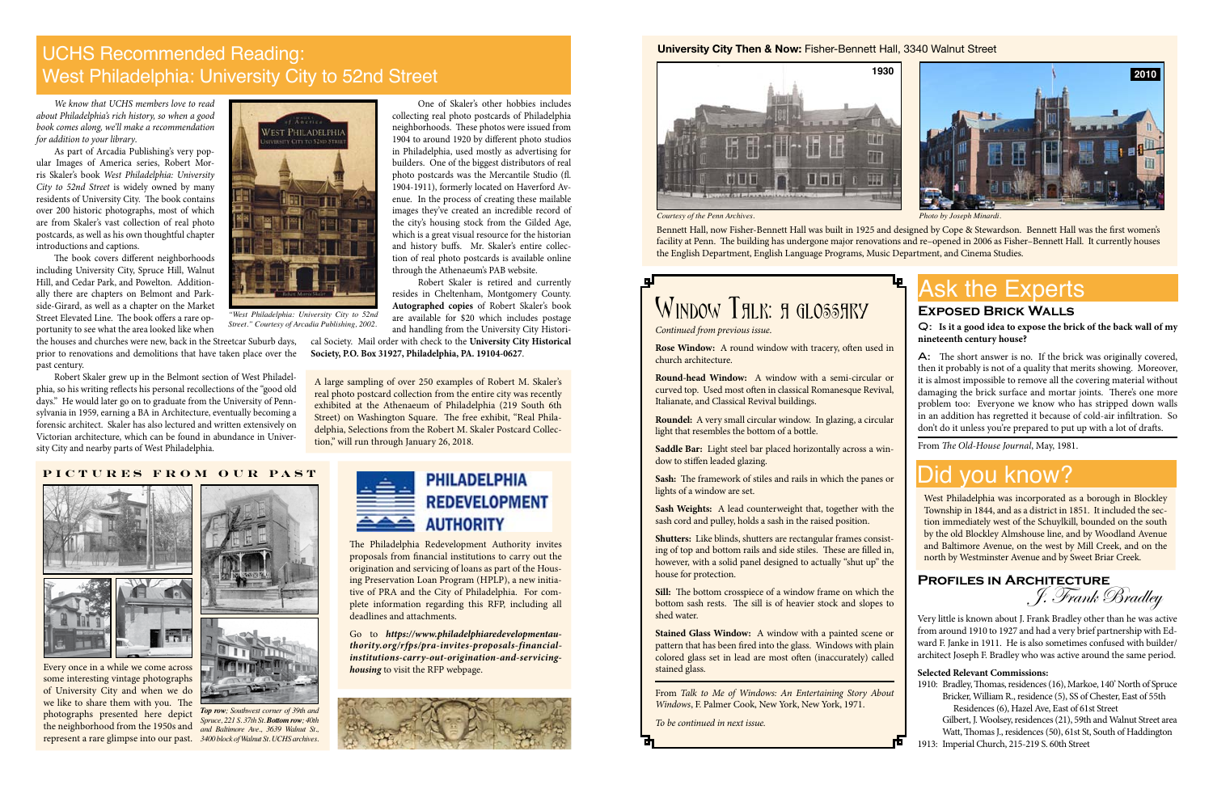# UCHS Recommended Reading: West Philadelphia: University City to 52nd Street

*We know that UCHS members love to read about Philadelphia's rich history, so when a good book comes along, we'll make a recommendation for addition to your library.*

As part of Arcadia Publishing's very popular Images of America series, Robert Morris Skaler's book *West Philadelphia: University City to 52nd Street* is widely owned by many residents of University City. The book contains over 200 historic photographs, most of which are from Skaler's vast collection of real photo postcards, as well as his own thoughtful chapter introductions and captions.

The book covers different neighborhoods including University City, Spruce Hill, Walnut Hill, and Cedar Park, and Powelton. Additionally there are chapters on Belmont and Parkside-Girard, as well as a chapter on the Market Street Elevated Line. The book offers a rare opportunity to see what the area looked like when the houses and churches were new, back in the Streetcar Suburb days, prior to renovations and demolitions that have taken place over the past century.

*"West Philadelphia: University City to 52nd Street." Courtesy of Arcadia Publishing, 2002.*

Robert Skaler grew up in the Belmont section of West Philadelphia, so his writing reflects his personal recollections of the "good old days." He would later go on to graduate from the University of Pennsylvania in 1959, earning a BA in Architecture, eventually becoming a forensic architect. Skaler has also lectured and written extensively on Victorian architecture, which can be found in abundance in University City and nearby parts of West Philadelphia.

One of Skaler's other hobbies includes collecting real photo postcards of Philadelphia neighborhoods. These photos were issued from 1904 to around 1920 by different photo studios in Philadelphia, used mostly as advertising for builders. One of the biggest distributors of real photo postcards was the Mercantile Studio (fl. 1904-1911), formerly located on Haverford Avenue. In the process of creating these mailable images they've created an incredible record of the city's housing stock from the Gilded Age, which is a great visual resource for the historian and history buffs. Mr. Skaler's entire collection of real photo postcards is available online through the Athenaeum's PAB website.

Robert Skaler is retired and currently resides in Cheltenham, Montgomery County. **Autographed copies** of Robert Skaler's book are available for $20 which includes postage and handling from the University City Historical Society. Mail order with check to the **University City Historical Society, P.O. Box 31927, Philadelphia, PA. 19104-0627**.

A large sampling of over 250 examples of Robert M. Skaler's real photo postcard collection from the entire city was recently exhibited at the Athenaeum of Philadelphia (219 South 6th Street) on Washington Square. The free exhibit, "Real Philadelphia, Selections from the Robert M. Skaler Postcard Collection," will run through January 26, 2018.

## Pictures from Our Past

Every once in a while we come across some interesting vintage photographs of University City and when we do we like to share them with you. The photographs presented here depict the neighborhood from the 1950s and represent a rare glimpse into our past.

***Top row**: Southwest corner of 39th and Spruce, 221 S. 37th St. **Bottom row**: 40th and Baltimore Ave., 3639 Walnut St., 3400 block of Walnut St. UCHS archives.*

## Philadelphia Redevelopment Authority

The Philadelphia Redevelopment Authority invites proposals from financial institutions to carry out the origination and servicing of loans as part of the Housing Preservation Loan Program (HPLP), a new initiative of PRA and the City of Philadelphia. For complete information regarding this RFP, including all deadlines and attachments.

Go to ***https://www.philadelphiaredevelopmentauthority.org/rfps/pra-invites-proposals-financial-institutions-carry-out-origination-and-servicing-housing*** to visit the RFP webpage.

## University City Then & Now: Fisher-Bennett Hall, 3340 Walnut Street

1930 — *Courtesy of the Penn Archives.*

2010 — *Photo by Joseph Minardi.*

Bennett Hall, now Fisher-Bennett Hall was built in 1925 and designed by Cope & Stewardson. Bennett Hall was the first women's facility at Penn. The building has undergone major renovations and re–opened in 2006 as Fisher–Bennett Hall. It currently houses the English Department, English Language Programs, Music Department, and Cinema Studies.

## Window Talk: A Glossary

*Continued from previous issue.*

**Rose Window:** A round window with tracery, often used in church architecture.

**Round-head Window:** A window with a semi-circular or curved top. Used most often in classical Romanesque Revival, Italianate, and Classical Revival buildings.

**Roundel:** A very small circular window. In glazing, a circular light that resembles the bottom of a bottle.

**Saddle Bar:** Light steel bar placed horizontally across a window to stiffen leaded glazing.

**Sash:** The framework of stiles and rails in which the panes or lights of a window are set.

**Sash Weights:** A lead counterweight that, together with the sash cord and pulley, holds a sash in the raised position.

**Shutters:** Like blinds, shutters are rectangular frames consisting of top and bottom rails and side stiles. These are filled in, however, with a solid panel designed to actually "shut up" the house for protection.

**Sill:** The bottom crosspiece of a window frame on which the bottom sash rests. The sill is of heavier stock and slopes to shed water.

**Stained Glass Window:** A window with a painted scene or pattern that has been fired into the glass. Windows with plain colored glass set in lead are most often (inaccurately) called stained glass.

From *Talk to Me of Windows: An Entertaining Story About Windows*, F. Palmer Cook, New York, New York, 1971.

*To be continued in next issue.*

## Ask the Experts

### Exposed Brick Walls

**Q: Is it a good idea to expose the brick of the back wall of my nineteenth century house?**

**A:** The short answer is no. If the brick was originally covered, then it probably is not of a quality that merits showing. Moreover, it is almost impossible to remove all the covering material without damaging the brick surface and mortar joints. There's one more problem too: Everyone we know who has stripped down walls in an addition has regretted it because of cold-air infiltration. So don't do it unless you're prepared to put up with a lot of drafts.

From *The Old-House Journal*, May, 1981.

## Did you know?

West Philadelphia was incorporated as a borough in Blockley Township in 1844, and as a district in 1851. It included the section immediately west of the Schuylkill, bounded on the south by the old Blockley Almshouse line, and by Woodland Avenue and Baltimore Avenue, on the west by Mill Creek, and on the north by Westminster Avenue and by Sweet Briar Creek.

## Profiles in Architecture: J. Frank Bradley

Very little is known about J. Frank Bradley other than he was active from around 1910 to 1927 and had a very brief partnership with Edward F. Janke in 1911. He is also sometimes confused with builder/architect Joseph F. Bradley who was active around the same period.

**Selected Relevant Commissions:**

1910: Bradley, Thomas, residences (16), Markoe, 140' North of Spruce
Bricker, William R., residence (5), SS of Chester, East of 55th
Residences (6), Hazel Ave, East of 61st Street
Gilbert, J. Woolsey, residences (21), 59th and Walnut Street area
Watt, Thomas J., residences (50), 61st St, South of Haddington

1913: Imperial Church, 215-219 S. 60th Street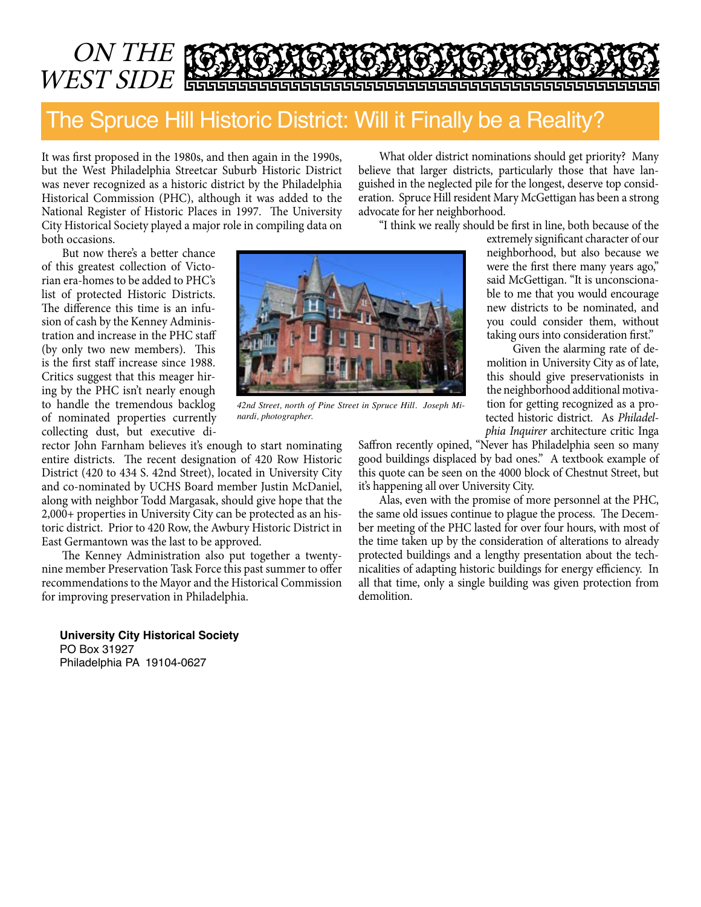ON THE WEST SIDE

## The Spruce Hill Historic District: Will it Finally be a Reality?

It was first proposed in the 1980s, and then again in the 1990s, but the West Philadelphia Streetcar Suburb Historic District was never recognized as a historic district by the Philadelphia Historical Commission (PHC), although it was added to the National Register of Historic Places in 1997. The University City Historical Society played a major role in compiling data on both occasions.

But now there's a better chance of this greatest collection of Victorian era-homes to be added to PHC's list of protected Historic Districts. The difference this time is an infusion of cash by the Kenney Administration and increase in the PHC staff (by only two new members). This is the first staff increase since 1988. Critics suggest that this meager hiring by the PHC isn't nearly enough to handle the tremendous backlog of nominated properties currently collecting dust, but executive director John Farnham believes it's enough to start nominating entire districts. The recent designation of 420 Row Historic District (420 to 434 S. 42nd Street), located in University City and co-nominated by UCHS Board member Justin McDaniel, along with neighbor Todd Margasak, should give hope that the 2,000+ properties in University City can be protected as an historic district. Prior to 420 Row, the Awbury Historic District in East Germantown was the last to be approved.

*42nd Street, north of Pine Street in Spruce Hill. Joseph Minardi, photographer.*

The Kenney Administration also put together a twenty-nine member Preservation Task Force this past summer to offer recommendations to the Mayor and the Historical Commission for improving preservation in Philadelphia.

What older district nominations should get priority? Many believe that larger districts, particularly those that have languished in the neglected pile for the longest, deserve top consideration. Spruce Hill resident Mary McGettigan has been a strong advocate for her neighborhood.

"I think we really should be first in line, both because of the extremely significant character of our neighborhood, but also because we were the first there many years ago," said McGettigan. "It is unconscionable to me that you would encourage new districts to be nominated, and you could consider them, without taking ours into consideration first."

Given the alarming rate of demolition in University City as of late, this should give preservationists in the neighborhood additional motivation for getting recognized as a protected historic district. As *Philadelphia Inquirer* architecture critic Inga Saffron recently opined, "Never has Philadelphia seen so many good buildings displaced by bad ones." A textbook example of this quote can be seen on the 4000 block of Chestnut Street, but it's happening all over University City.

Alas, even with the promise of more personnel at the PHC, the same old issues continue to plague the process. The December meeting of the PHC lasted for over four hours, with most of the time taken up by the consideration of alterations to already protected buildings and a lengthy presentation about the technicalities of adapting historic buildings for energy efficiency. In all that time, only a single building was given protection from demolition.

**University City Historical Society**
PO Box 31927
Philadelphia PA 19104-0627